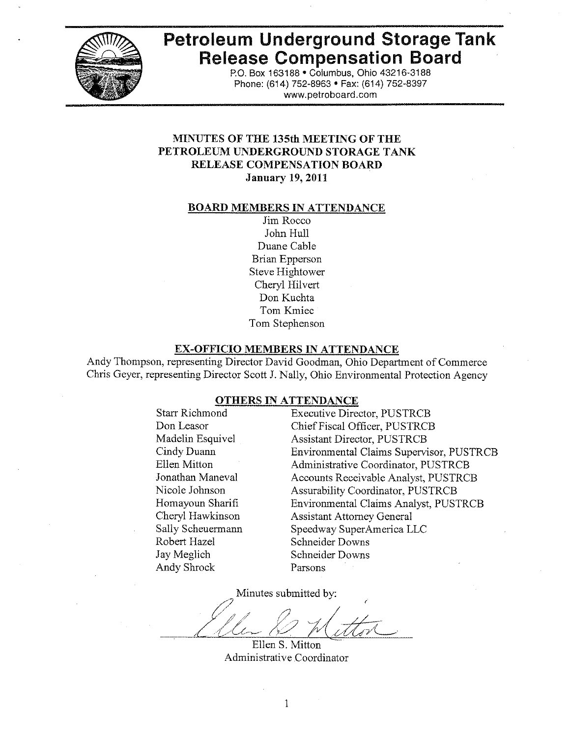# Petroleum Underground Storage Tank Release Compensation Board

P.O. Box 163188 • Columbus, Ohio 43216-3188
Phone: (614) 752-8963 • Fax: (614) 752-8397
www.petroboard.com

## MINUTES OF THE 135th MEETING OF THE PETROLEUM UNDERGROUND STORAGE TANK RELEASE COMPENSATION BOARD

**January 19, 2011**

### BOARD MEMBERS IN ATTENDANCE

Jim Rocco
John Hull
Duane Cable
Brian Epperson
Steve Hightower
Cheryl Hilvert
Don Kuchta
Tom Kmiec
Tom Stephenson

### EX-OFFICIO MEMBERS IN ATTENDANCE

Andy Thompson, representing Director David Goodman, Ohio Department of Commerce
Chris Geyer, representing Director Scott J. Nally, Ohio Environmental Protection Agency

### OTHERS IN ATTENDANCE

| | |
|---|---|
| Starr Richmond | Executive Director, PUSTRCB |
| Don Leasor | Chief Fiscal Officer, PUSTRCB |
| Madelin Esquivel | Assistant Director, PUSTRCB |
| Cindy Duann | Environmental Claims Supervisor, PUSTRCB |
| Ellen Mitton | Administrative Coordinator, PUSTRCB |
| Jonathan Maneval | Accounts Receivable Analyst, PUSTRCB |
| Nicole Johnson | Assurability Coordinator, PUSTRCB |
| Homayoun Sharifi | Environmental Claims Analyst, PUSTRCB |
| Cheryl Hawkinson | Assistant Attorney General |
| Sally Scheuermann | Speedway SuperAmerica LLC |
| Robert Hazel | Schneider Downs |
| Jay Meglich | Schneider Downs |
| Andy Shrock | Parsons |

Minutes submitted by:

Ellen S. Mitton
Administrative Coordinator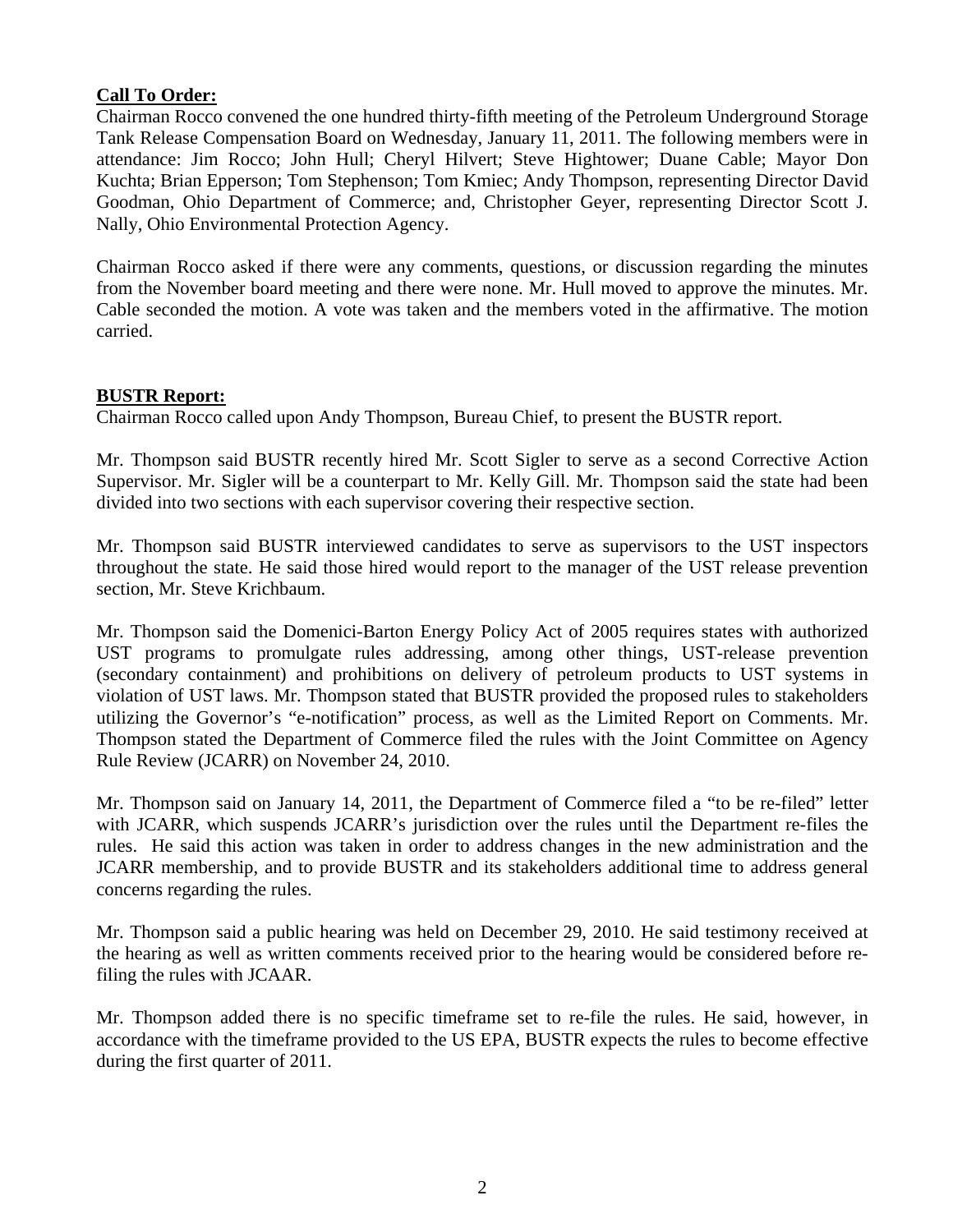**Call To Order:**

Chairman Rocco convened the one hundred thirty-fifth meeting of the Petroleum Underground Storage Tank Release Compensation Board on Wednesday, January 11, 2011. The following members were in attendance: Jim Rocco; John Hull; Cheryl Hilvert; Steve Hightower; Duane Cable; Mayor Don Kuchta; Brian Epperson; Tom Stephenson; Tom Kmiec; Andy Thompson, representing Director David Goodman, Ohio Department of Commerce; and, Christopher Geyer, representing Director Scott J. Nally, Ohio Environmental Protection Agency.

Chairman Rocco asked if there were any comments, questions, or discussion regarding the minutes from the November board meeting and there were none. Mr. Hull moved to approve the minutes. Mr. Cable seconded the motion. A vote was taken and the members voted in the affirmative. The motion carried.

**BUSTR Report:**

Chairman Rocco called upon Andy Thompson, Bureau Chief, to present the BUSTR report.

Mr. Thompson said BUSTR recently hired Mr. Scott Sigler to serve as a second Corrective Action Supervisor. Mr. Sigler will be a counterpart to Mr. Kelly Gill. Mr. Thompson said the state had been divided into two sections with each supervisor covering their respective section.

Mr. Thompson said BUSTR interviewed candidates to serve as supervisors to the UST inspectors throughout the state. He said those hired would report to the manager of the UST release prevention section, Mr. Steve Krichbaum.

Mr. Thompson said the Domenici-Barton Energy Policy Act of 2005 requires states with authorized UST programs to promulgate rules addressing, among other things, UST-release prevention (secondary containment) and prohibitions on delivery of petroleum products to UST systems in violation of UST laws. Mr. Thompson stated that BUSTR provided the proposed rules to stakeholders utilizing the Governor's "e-notification" process, as well as the Limited Report on Comments. Mr. Thompson stated the Department of Commerce filed the rules with the Joint Committee on Agency Rule Review (JCARR) on November 24, 2010.

Mr. Thompson said on January 14, 2011, the Department of Commerce filed a "to be re-filed" letter with JCARR, which suspends JCARR's jurisdiction over the rules until the Department re-files the rules. He said this action was taken in order to address changes in the new administration and the JCARR membership, and to provide BUSTR and its stakeholders additional time to address general concerns regarding the rules.

Mr. Thompson said a public hearing was held on December 29, 2010. He said testimony received at the hearing as well as written comments received prior to the hearing would be considered before re-filing the rules with JCAAR.

Mr. Thompson added there is no specific timeframe set to re-file the rules. He said, however, in accordance with the timeframe provided to the US EPA, BUSTR expects the rules to become effective during the first quarter of 2011.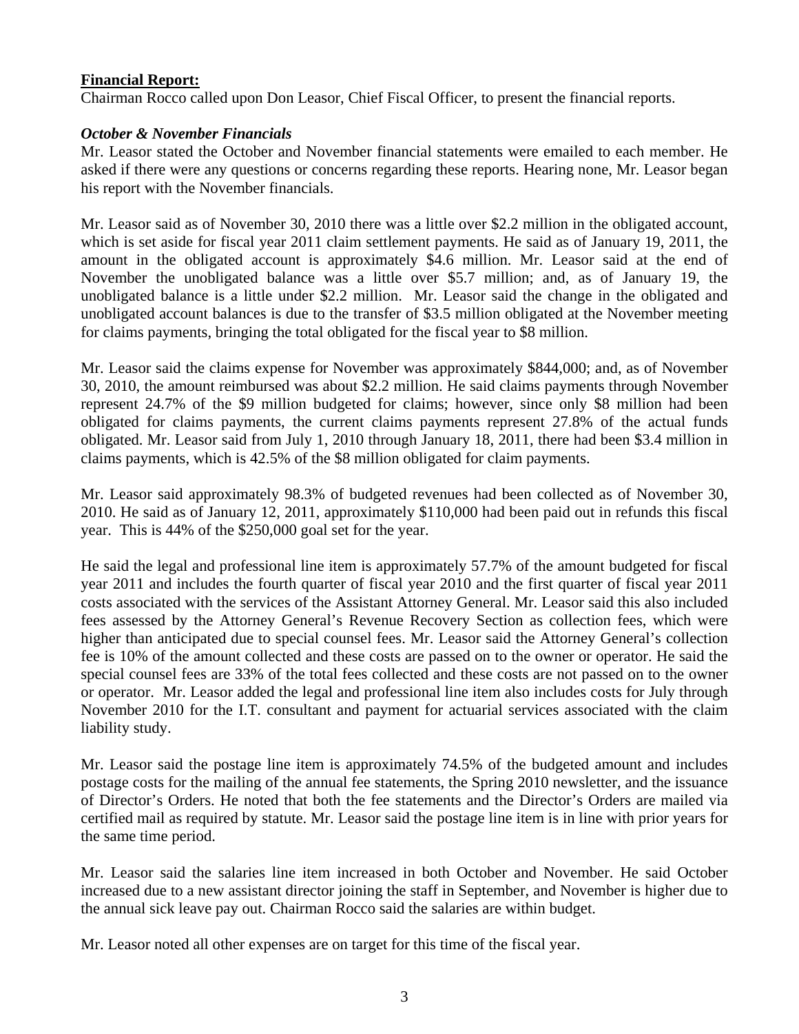**Financial Report:**

Chairman Rocco called upon Don Leasor, Chief Fiscal Officer, to present the financial reports.

***October & November Financials***

Mr. Leasor stated the October and November financial statements were emailed to each member. He asked if there were any questions or concerns regarding these reports. Hearing none, Mr. Leasor began his report with the November financials.

Mr. Leasor said as of November 30, 2010 there was a little over $2.2 million in the obligated account, which is set aside for fiscal year 2011 claim settlement payments. He said as of January 19, 2011, the amount in the obligated account is approximately $4.6 million. Mr. Leasor said at the end of November the unobligated balance was a little over $5.7 million; and, as of January 19, the unobligated balance is a little under $2.2 million. Mr. Leasor said the change in the obligated and unobligated account balances is due to the transfer of $3.5 million obligated at the November meeting for claims payments, bringing the total obligated for the fiscal year to $8 million.

Mr. Leasor said the claims expense for November was approximately $844,000; and, as of November 30, 2010, the amount reimbursed was about $2.2 million. He said claims payments through November represent 24.7% of the $9 million budgeted for claims; however, since only $8 million had been obligated for claims payments, the current claims payments represent 27.8% of the actual funds obligated. Mr. Leasor said from July 1, 2010 through January 18, 2011, there had been $3.4 million in claims payments, which is 42.5% of the $8 million obligated for claim payments.

Mr. Leasor said approximately 98.3% of budgeted revenues had been collected as of November 30, 2010. He said as of January 12, 2011, approximately $110,000 had been paid out in refunds this fiscal year. This is 44% of the $250,000 goal set for the year.

He said the legal and professional line item is approximately 57.7% of the amount budgeted for fiscal year 2011 and includes the fourth quarter of fiscal year 2010 and the first quarter of fiscal year 2011 costs associated with the services of the Assistant Attorney General. Mr. Leasor said this also included fees assessed by the Attorney General's Revenue Recovery Section as collection fees, which were higher than anticipated due to special counsel fees. Mr. Leasor said the Attorney General's collection fee is 10% of the amount collected and these costs are passed on to the owner or operator. He said the special counsel fees are 33% of the total fees collected and these costs are not passed on to the owner or operator. Mr. Leasor added the legal and professional line item also includes costs for July through November 2010 for the I.T. consultant and payment for actuarial services associated with the claim liability study.

Mr. Leasor said the postage line item is approximately 74.5% of the budgeted amount and includes postage costs for the mailing of the annual fee statements, the Spring 2010 newsletter, and the issuance of Director's Orders. He noted that both the fee statements and the Director's Orders are mailed via certified mail as required by statute. Mr. Leasor said the postage line item is in line with prior years for the same time period.

Mr. Leasor said the salaries line item increased in both October and November. He said October increased due to a new assistant director joining the staff in September, and November is higher due to the annual sick leave pay out. Chairman Rocco said the salaries are within budget.

Mr. Leasor noted all other expenses are on target for this time of the fiscal year.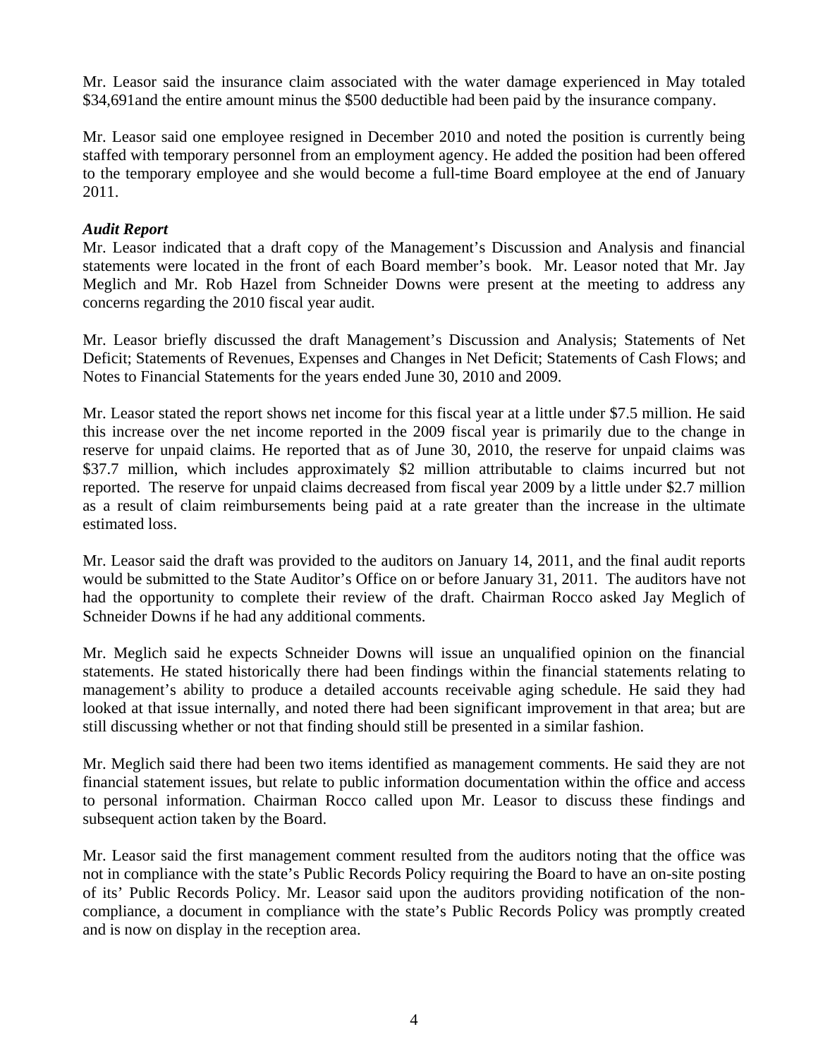Mr. Leasor said the insurance claim associated with the water damage experienced in May totaled $34,691and the entire amount minus the $500 deductible had been paid by the insurance company.

Mr. Leasor said one employee resigned in December 2010 and noted the position is currently being staffed with temporary personnel from an employment agency. He added the position had been offered to the temporary employee and she would become a full-time Board employee at the end of January 2011.

***Audit Report***

Mr. Leasor indicated that a draft copy of the Management's Discussion and Analysis and financial statements were located in the front of each Board member's book. Mr. Leasor noted that Mr. Jay Meglich and Mr. Rob Hazel from Schneider Downs were present at the meeting to address any concerns regarding the 2010 fiscal year audit.

Mr. Leasor briefly discussed the draft Management's Discussion and Analysis; Statements of Net Deficit; Statements of Revenues, Expenses and Changes in Net Deficit; Statements of Cash Flows; and Notes to Financial Statements for the years ended June 30, 2010 and 2009.

Mr. Leasor stated the report shows net income for this fiscal year at a little under $7.5 million. He said this increase over the net income reported in the 2009 fiscal year is primarily due to the change in reserve for unpaid claims. He reported that as of June 30, 2010, the reserve for unpaid claims was $37.7 million, which includes approximately $2 million attributable to claims incurred but not reported. The reserve for unpaid claims decreased from fiscal year 2009 by a little under $2.7 million as a result of claim reimbursements being paid at a rate greater than the increase in the ultimate estimated loss.

Mr. Leasor said the draft was provided to the auditors on January 14, 2011, and the final audit reports would be submitted to the State Auditor's Office on or before January 31, 2011. The auditors have not had the opportunity to complete their review of the draft. Chairman Rocco asked Jay Meglich of Schneider Downs if he had any additional comments.

Mr. Meglich said he expects Schneider Downs will issue an unqualified opinion on the financial statements. He stated historically there had been findings within the financial statements relating to management's ability to produce a detailed accounts receivable aging schedule. He said they had looked at that issue internally, and noted there had been significant improvement in that area; but are still discussing whether or not that finding should still be presented in a similar fashion.

Mr. Meglich said there had been two items identified as management comments. He said they are not financial statement issues, but relate to public information documentation within the office and access to personal information. Chairman Rocco called upon Mr. Leasor to discuss these findings and subsequent action taken by the Board.

Mr. Leasor said the first management comment resulted from the auditors noting that the office was not in compliance with the state's Public Records Policy requiring the Board to have an on-site posting of its' Public Records Policy. Mr. Leasor said upon the auditors providing notification of the non-compliance, a document in compliance with the state's Public Records Policy was promptly created and is now on display in the reception area.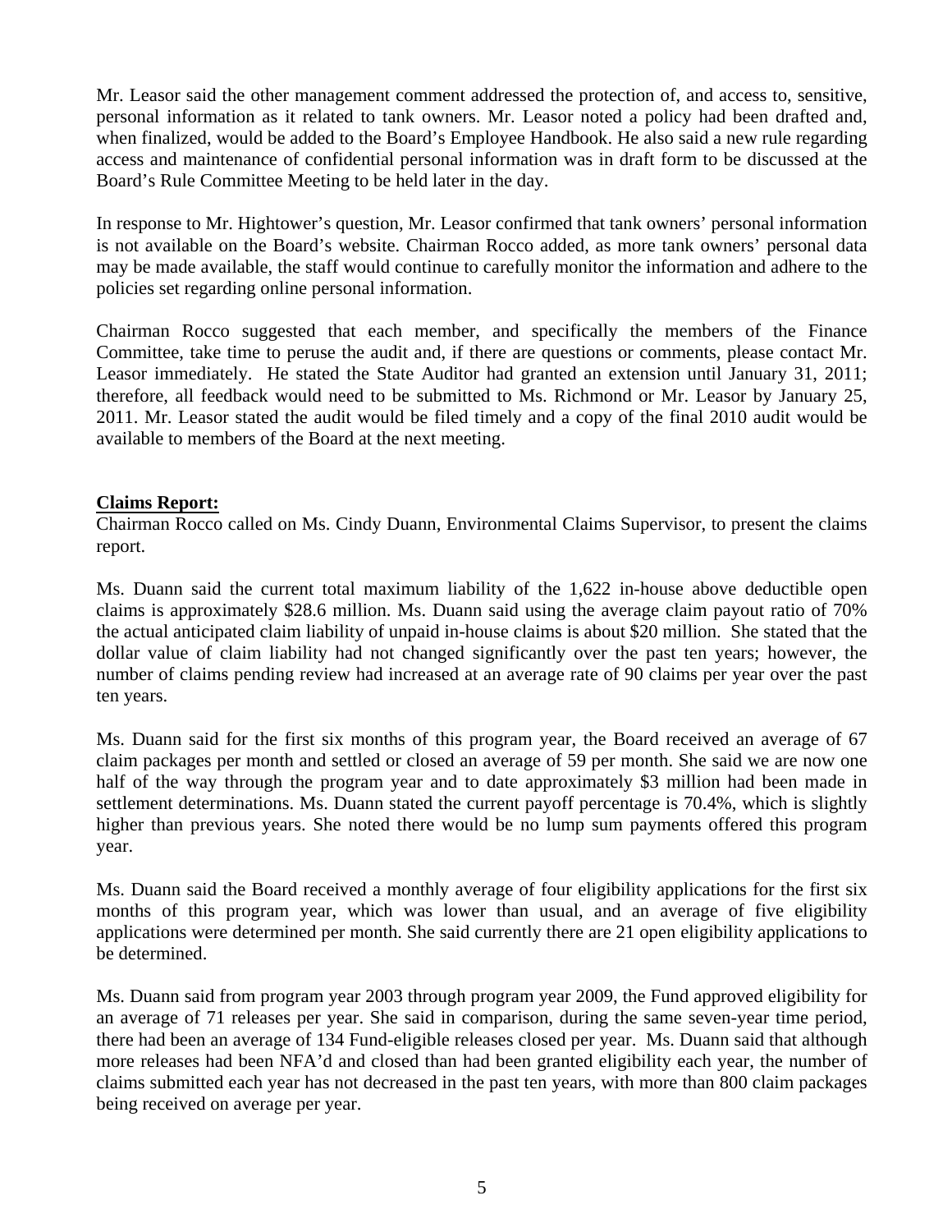Mr. Leasor said the other management comment addressed the protection of, and access to, sensitive, personal information as it related to tank owners. Mr. Leasor noted a policy had been drafted and, when finalized, would be added to the Board's Employee Handbook. He also said a new rule regarding access and maintenance of confidential personal information was in draft form to be discussed at the Board's Rule Committee Meeting to be held later in the day.

In response to Mr. Hightower's question, Mr. Leasor confirmed that tank owners' personal information is not available on the Board's website. Chairman Rocco added, as more tank owners' personal data may be made available, the staff would continue to carefully monitor the information and adhere to the policies set regarding online personal information.

Chairman Rocco suggested that each member, and specifically the members of the Finance Committee, take time to peruse the audit and, if there are questions or comments, please contact Mr. Leasor immediately. He stated the State Auditor had granted an extension until January 31, 2011; therefore, all feedback would need to be submitted to Ms. Richmond or Mr. Leasor by January 25, 2011. Mr. Leasor stated the audit would be filed timely and a copy of the final 2010 audit would be available to members of the Board at the next meeting.

**Claims Report:**

Chairman Rocco called on Ms. Cindy Duann, Environmental Claims Supervisor, to present the claims report.

Ms. Duann said the current total maximum liability of the 1,622 in-house above deductible open claims is approximately $28.6 million. Ms. Duann said using the average claim payout ratio of 70% the actual anticipated claim liability of unpaid in-house claims is about $20 million. She stated that the dollar value of claim liability had not changed significantly over the past ten years; however, the number of claims pending review had increased at an average rate of 90 claims per year over the past ten years.

Ms. Duann said for the first six months of this program year, the Board received an average of 67 claim packages per month and settled or closed an average of 59 per month. She said we are now one half of the way through the program year and to date approximately $3 million had been made in settlement determinations. Ms. Duann stated the current payoff percentage is 70.4%, which is slightly higher than previous years. She noted there would be no lump sum payments offered this program year.

Ms. Duann said the Board received a monthly average of four eligibility applications for the first six months of this program year, which was lower than usual, and an average of five eligibility applications were determined per month. She said currently there are 21 open eligibility applications to be determined.

Ms. Duann said from program year 2003 through program year 2009, the Fund approved eligibility for an average of 71 releases per year. She said in comparison, during the same seven-year time period, there had been an average of 134 Fund-eligible releases closed per year. Ms. Duann said that although more releases had been NFA'd and closed than had been granted eligibility each year, the number of claims submitted each year has not decreased in the past ten years, with more than 800 claim packages being received on average per year.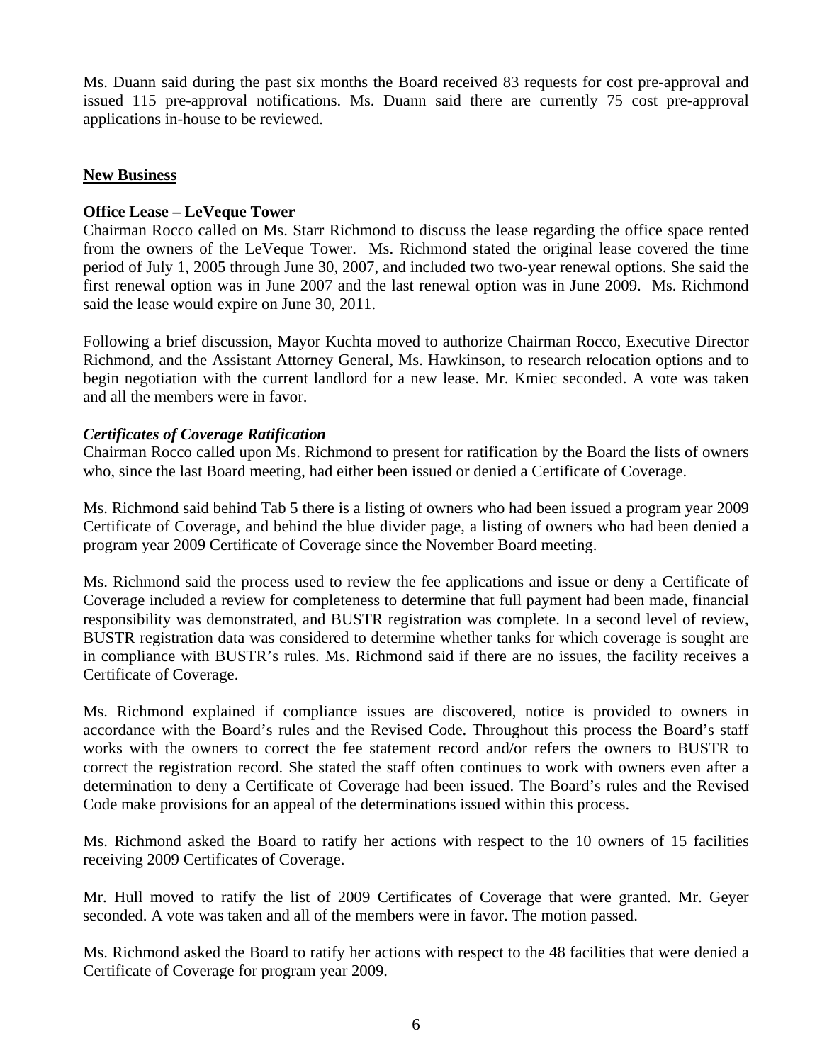Ms. Duann said during the past six months the Board received 83 requests for cost pre-approval and issued 115 pre-approval notifications. Ms. Duann said there are currently 75 cost pre-approval applications in-house to be reviewed.

## New Business

### Office Lease – LeVeque Tower

Chairman Rocco called on Ms. Starr Richmond to discuss the lease regarding the office space rented from the owners of the LeVeque Tower. Ms. Richmond stated the original lease covered the time period of July 1, 2005 through June 30, 2007, and included two two-year renewal options. She said the first renewal option was in June 2007 and the last renewal option was in June 2009. Ms. Richmond said the lease would expire on June 30, 2011.

Following a brief discussion, Mayor Kuchta moved to authorize Chairman Rocco, Executive Director Richmond, and the Assistant Attorney General, Ms. Hawkinson, to research relocation options and to begin negotiation with the current landlord for a new lease. Mr. Kmiec seconded. A vote was taken and all the members were in favor.

### *Certificates of Coverage Ratification*

Chairman Rocco called upon Ms. Richmond to present for ratification by the Board the lists of owners who, since the last Board meeting, had either been issued or denied a Certificate of Coverage.

Ms. Richmond said behind Tab 5 there is a listing of owners who had been issued a program year 2009 Certificate of Coverage, and behind the blue divider page, a listing of owners who had been denied a program year 2009 Certificate of Coverage since the November Board meeting.

Ms. Richmond said the process used to review the fee applications and issue or deny a Certificate of Coverage included a review for completeness to determine that full payment had been made, financial responsibility was demonstrated, and BUSTR registration was complete. In a second level of review, BUSTR registration data was considered to determine whether tanks for which coverage is sought are in compliance with BUSTR's rules. Ms. Richmond said if there are no issues, the facility receives a Certificate of Coverage.

Ms. Richmond explained if compliance issues are discovered, notice is provided to owners in accordance with the Board's rules and the Revised Code. Throughout this process the Board's staff works with the owners to correct the fee statement record and/or refers the owners to BUSTR to correct the registration record. She stated the staff often continues to work with owners even after a determination to deny a Certificate of Coverage had been issued. The Board's rules and the Revised Code make provisions for an appeal of the determinations issued within this process.

Ms. Richmond asked the Board to ratify her actions with respect to the 10 owners of 15 facilities receiving 2009 Certificates of Coverage.

Mr. Hull moved to ratify the list of 2009 Certificates of Coverage that were granted. Mr. Geyer seconded. A vote was taken and all of the members were in favor. The motion passed.

Ms. Richmond asked the Board to ratify her actions with respect to the 48 facilities that were denied a Certificate of Coverage for program year 2009.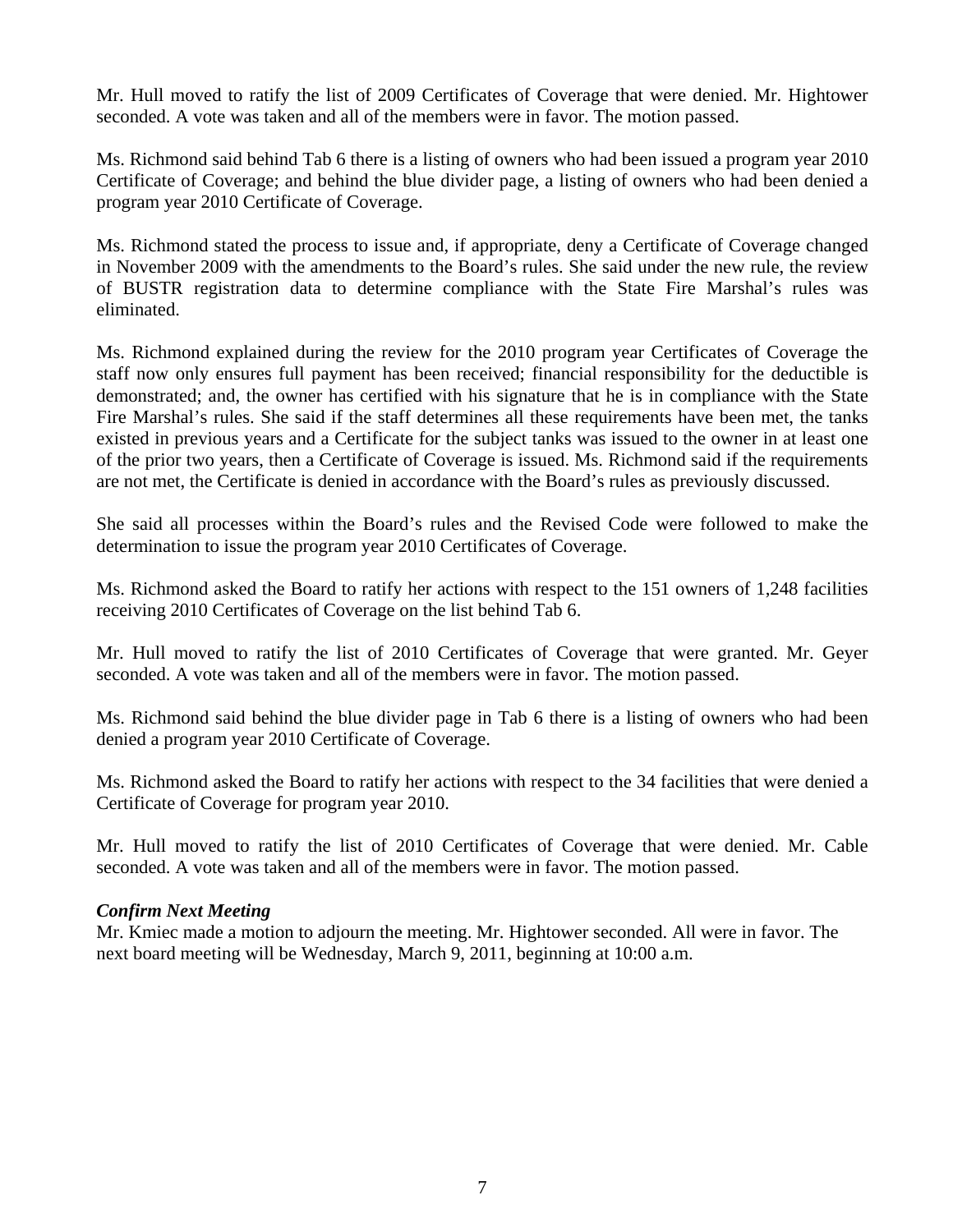Mr. Hull moved to ratify the list of 2009 Certificates of Coverage that were denied. Mr. Hightower seconded. A vote was taken and all of the members were in favor. The motion passed.

Ms. Richmond said behind Tab 6 there is a listing of owners who had been issued a program year 2010 Certificate of Coverage; and behind the blue divider page, a listing of owners who had been denied a program year 2010 Certificate of Coverage.

Ms. Richmond stated the process to issue and, if appropriate, deny a Certificate of Coverage changed in November 2009 with the amendments to the Board's rules. She said under the new rule, the review of BUSTR registration data to determine compliance with the State Fire Marshal's rules was eliminated.

Ms. Richmond explained during the review for the 2010 program year Certificates of Coverage the staff now only ensures full payment has been received; financial responsibility for the deductible is demonstrated; and, the owner has certified with his signature that he is in compliance with the State Fire Marshal's rules. She said if the staff determines all these requirements have been met, the tanks existed in previous years and a Certificate for the subject tanks was issued to the owner in at least one of the prior two years, then a Certificate of Coverage is issued. Ms. Richmond said if the requirements are not met, the Certificate is denied in accordance with the Board's rules as previously discussed.

She said all processes within the Board's rules and the Revised Code were followed to make the determination to issue the program year 2010 Certificates of Coverage.

Ms. Richmond asked the Board to ratify her actions with respect to the 151 owners of 1,248 facilities receiving 2010 Certificates of Coverage on the list behind Tab 6.

Mr. Hull moved to ratify the list of 2010 Certificates of Coverage that were granted. Mr. Geyer seconded. A vote was taken and all of the members were in favor. The motion passed.

Ms. Richmond said behind the blue divider page in Tab 6 there is a listing of owners who had been denied a program year 2010 Certificate of Coverage.

Ms. Richmond asked the Board to ratify her actions with respect to the 34 facilities that were denied a Certificate of Coverage for program year 2010.

Mr. Hull moved to ratify the list of 2010 Certificates of Coverage that were denied. Mr. Cable seconded. A vote was taken and all of the members were in favor. The motion passed.

***Confirm Next Meeting***

Mr. Kmiec made a motion to adjourn the meeting. Mr. Hightower seconded. All were in favor. The next board meeting will be Wednesday, March 9, 2011, beginning at 10:00 a.m.